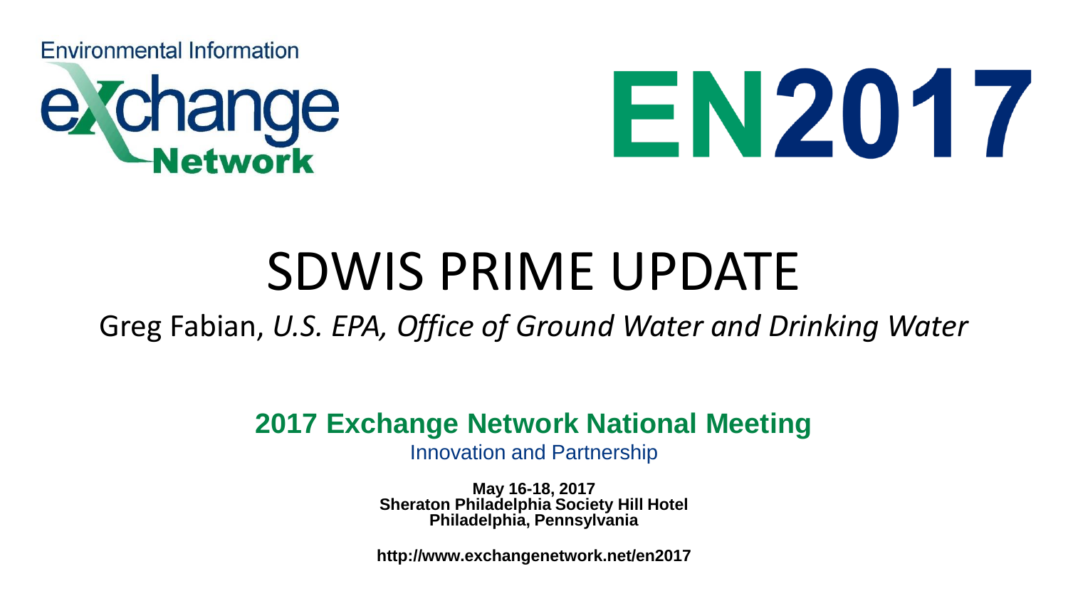Environmental Information

exchange Network

EN2017

# SDWIS PRIME UPDATE

Greg Fabian, *U.S. EPA, Office of Ground Water and Drinking Water*

**2017 Exchange Network National Meeting**

Innovation and Partnership

**May 16-18, 2017**
**Sheraton Philadelphia Society Hill Hotel**
**Philadelphia, Pennsylvania**

**http://www.exchangenetwork.net/en2017**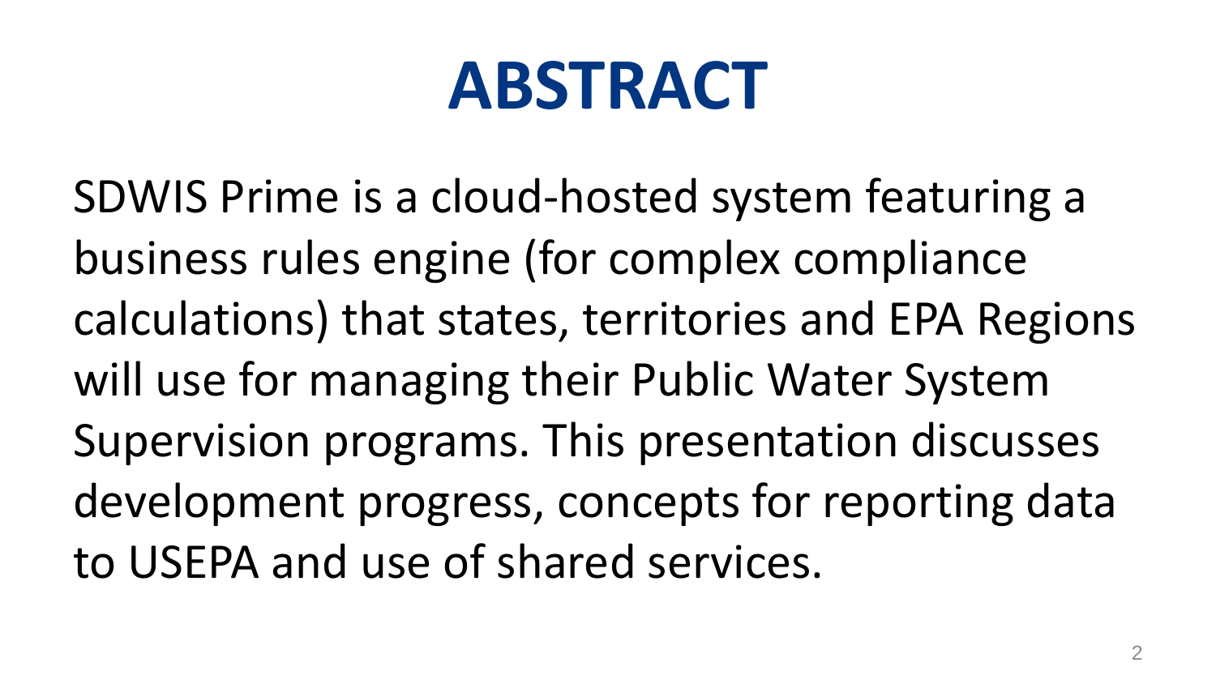# ABSTRACT

SDWIS Prime is a cloud-hosted system featuring a business rules engine (for complex compliance calculations) that states, territories and EPA Regions will use for managing their Public Water System Supervision programs. This presentation discusses development progress, concepts for reporting data to USEPA and use of shared services.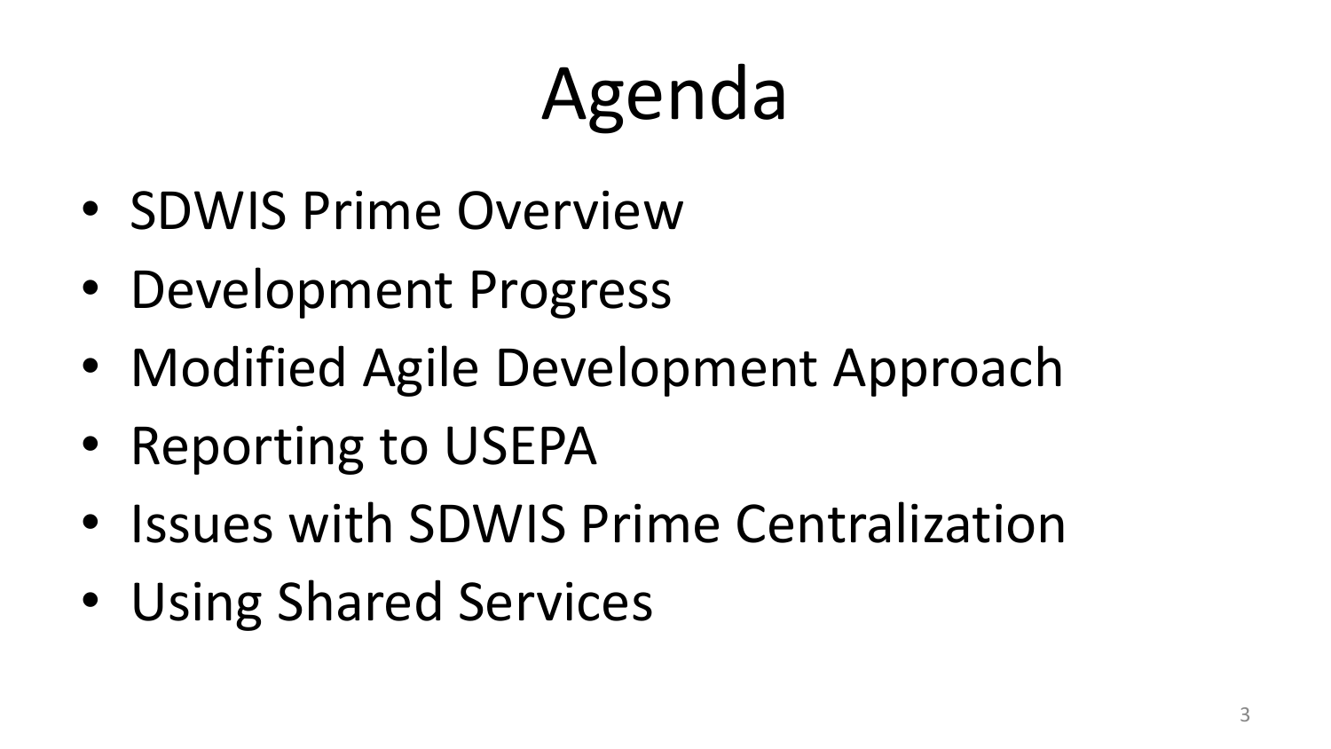# Agenda

- SDWIS Prime Overview
- Development Progress
- Modified Agile Development Approach
- Reporting to USEPA
- Issues with SDWIS Prime Centralization
- Using Shared Services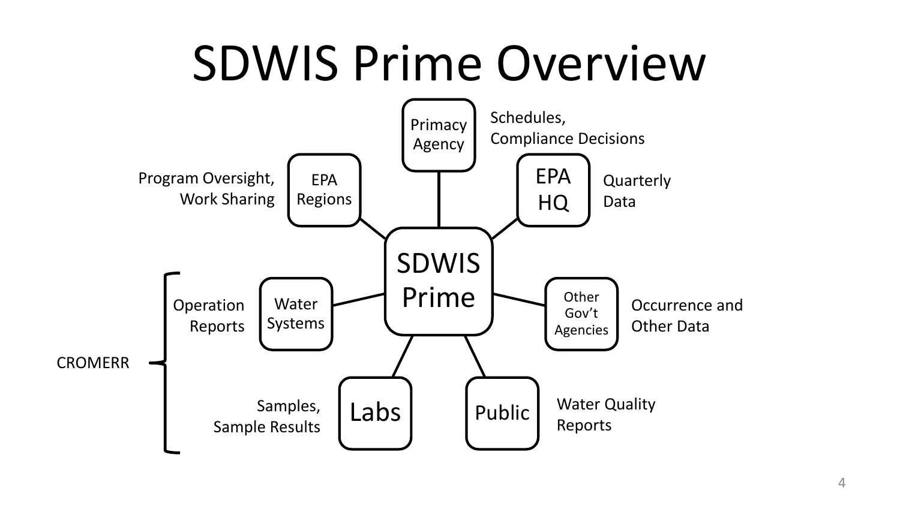# SDWIS Prime Overview

**SDWIS Prime** is connected to the following:

- **Primacy Agency**: Schedules, Compliance Decisions
- **EPA Regions**: Program Oversight, Work Sharing
- **EPA HQ**: Quarterly Data
- **Water Systems**: Operation Reports
- **Other Gov't Agencies**: Occurrence and Other Data
- **Labs**: Samples, Sample Results
- **Public**: Water Quality Reports

CROMERR: Operation Reports (Water Systems); Samples, Sample Results (Labs)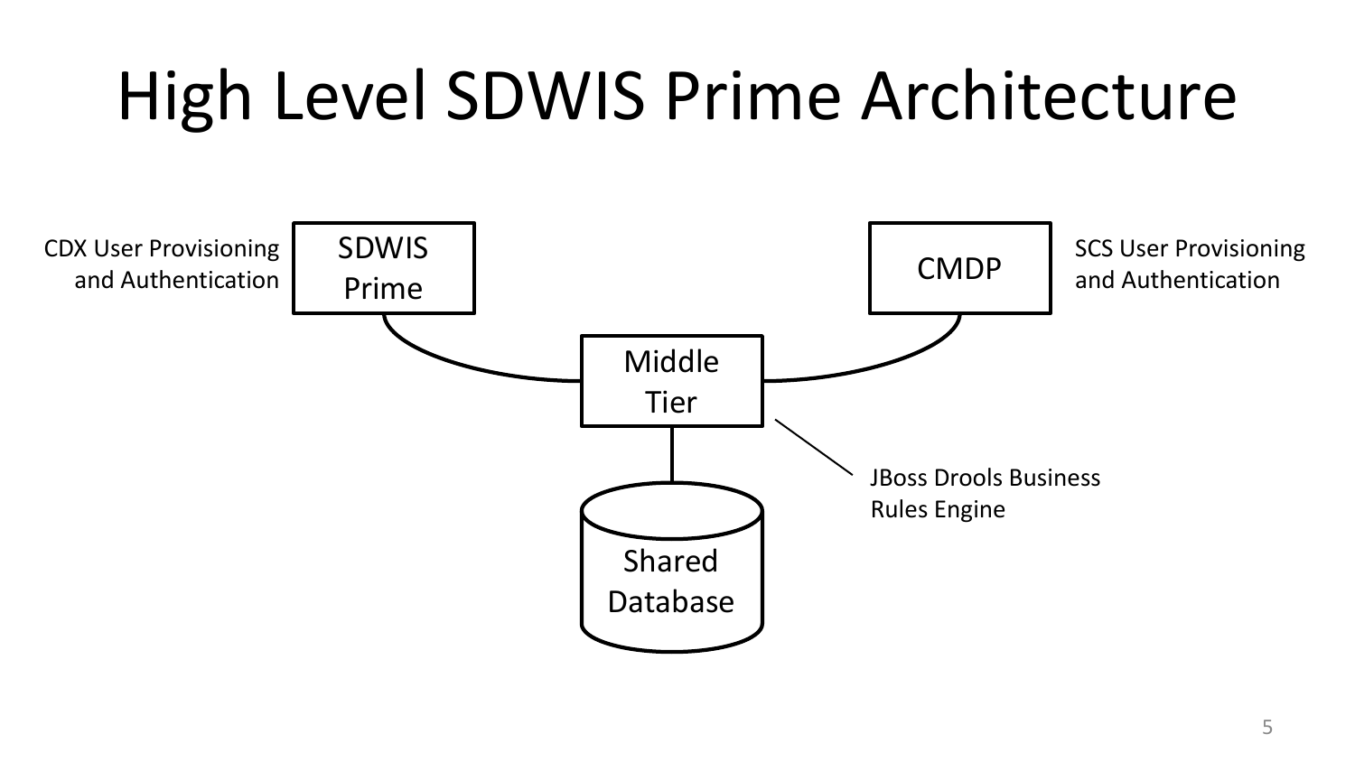# High Level SDWIS Prime Architecture

CDX User Provisioning and Authentication

SDWIS Prime

CMDP

SCS User Provisioning and Authentication

Middle Tier

JBoss Drools Business Rules Engine

Shared Database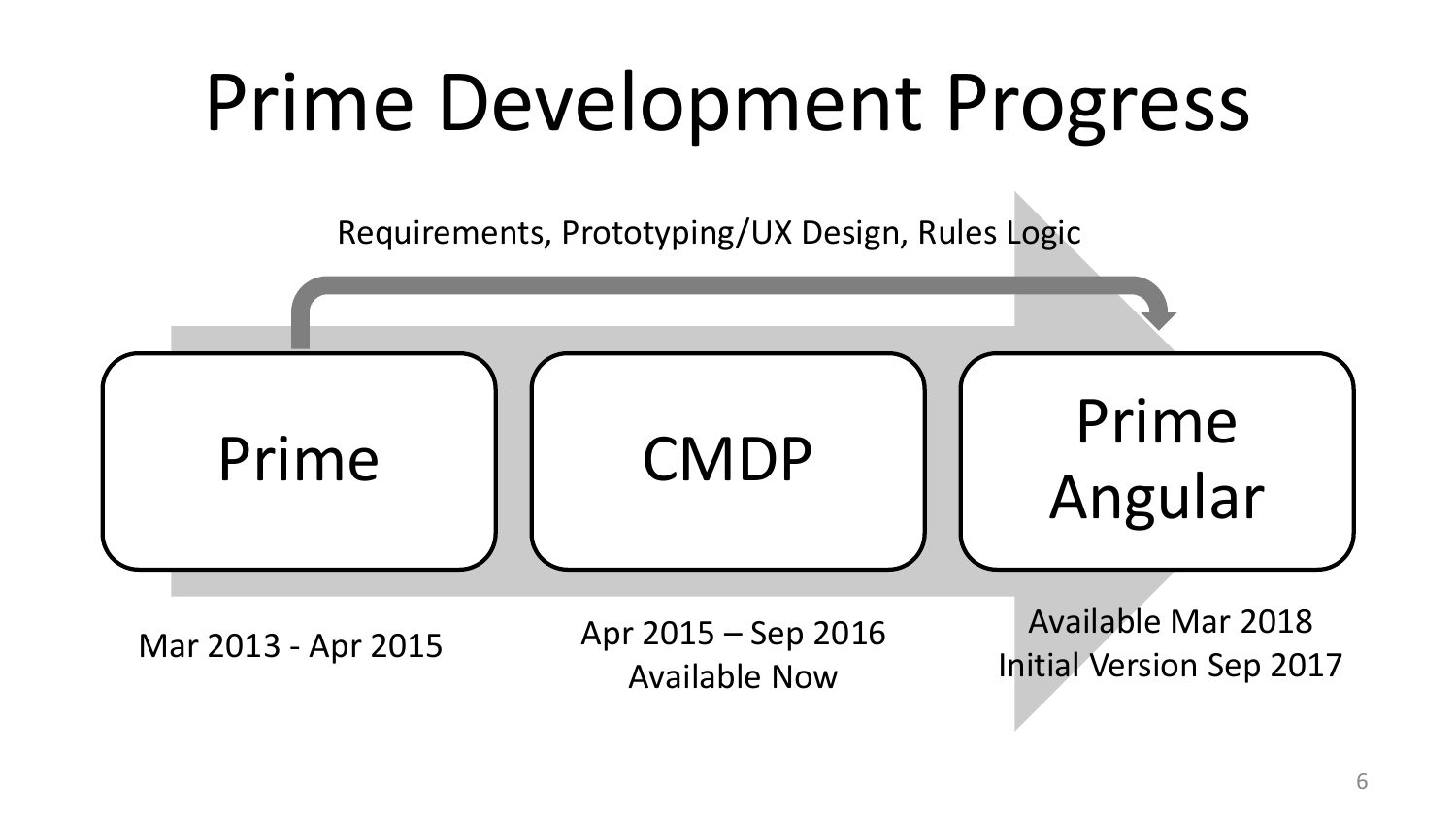# Prime Development Progress

Requirements, Prototyping/UX Design, Rules Logic

| Prime | CMDP | Prime Angular |
| --- | --- | --- |
| Mar 2013 - Apr 2015 | Apr 2015 – Sep 2016<br>Available Now | Available Mar 2018<br>Initial Version Sep 2017 |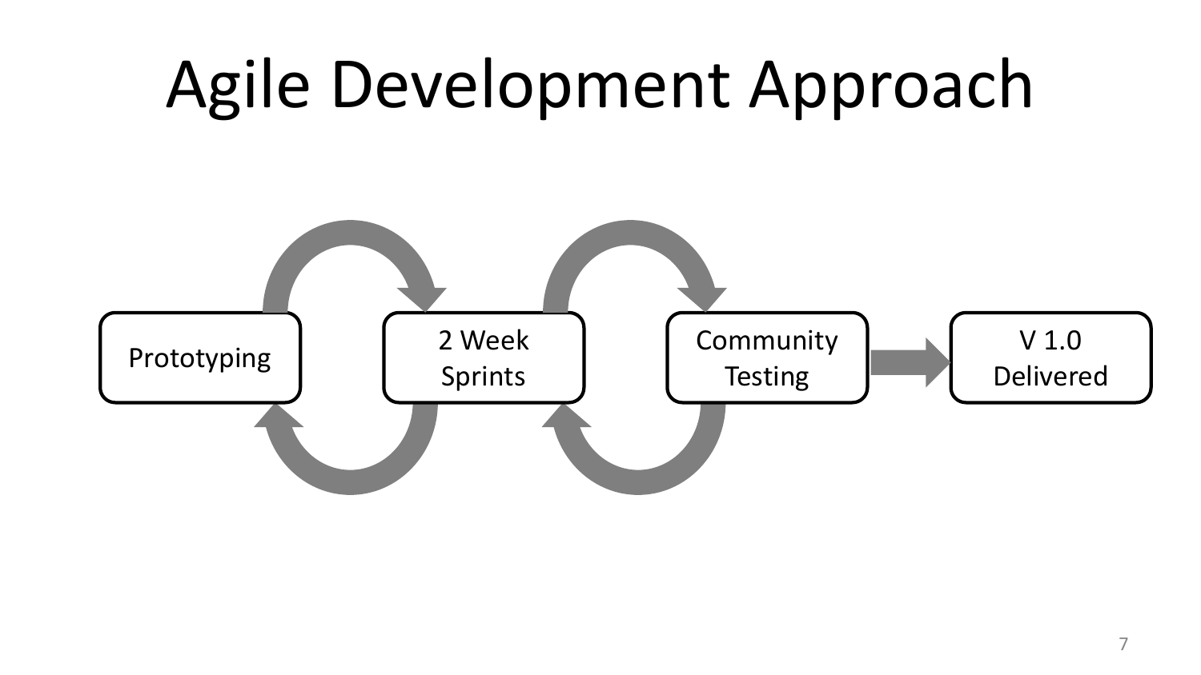# Agile Development Approach

Prototyping

2 Week Sprints

Community Testing

V 1.0 Delivered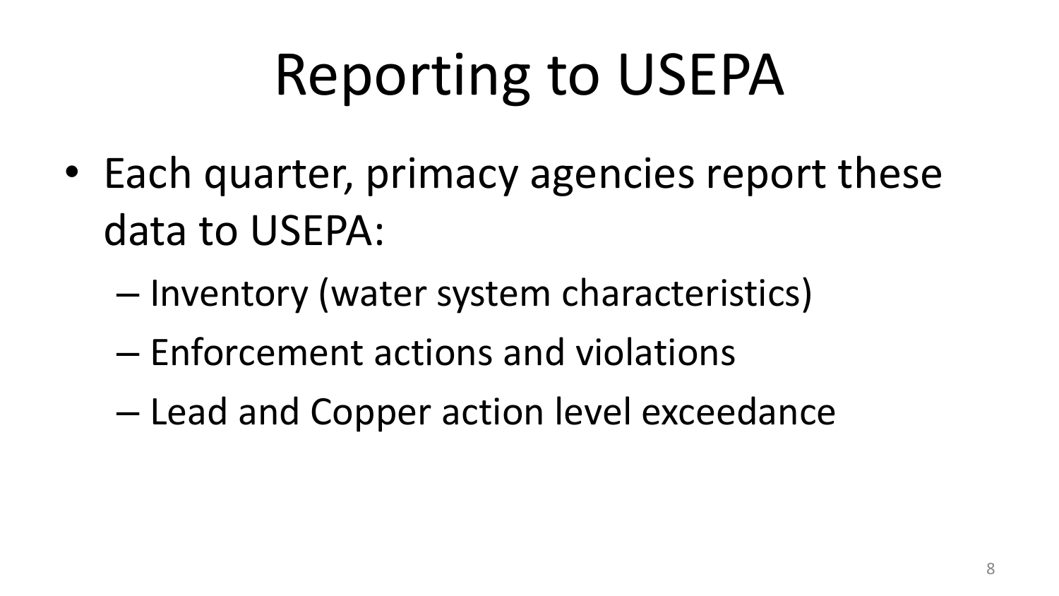# Reporting to USEPA

- Each quarter, primacy agencies report these data to USEPA:
  - Inventory (water system characteristics)
  - Enforcement actions and violations
  - Lead and Copper action level exceedance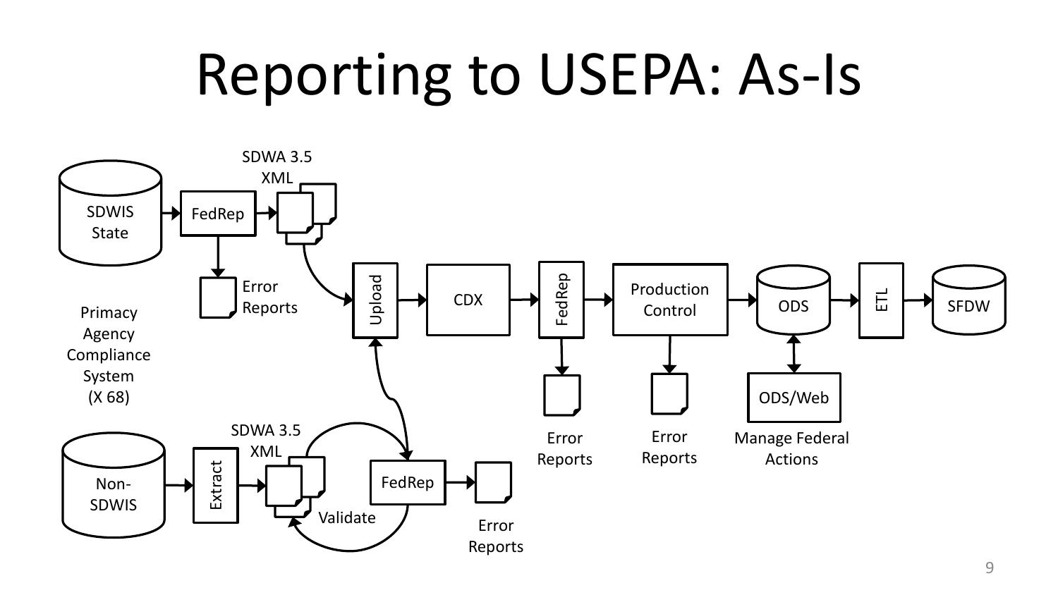# Reporting to USEPA: As-Is

SDWIS State → FedRep → SDWA 3.5 XML

FedRep → Error Reports

Primacy Agency Compliance System (X 68)

Non-SDWIS → Extract → SDWA 3.5 XML

SDWA 3.5 XML ↔ FedRep (Validate)

FedRep → Error Reports

Upload → CDX → FedRep → Production Control → ODS → ETL → SFDW

FedRep → Error Reports

Production Control → Error Reports

ODS ↔ ODS/Web

Manage Federal Actions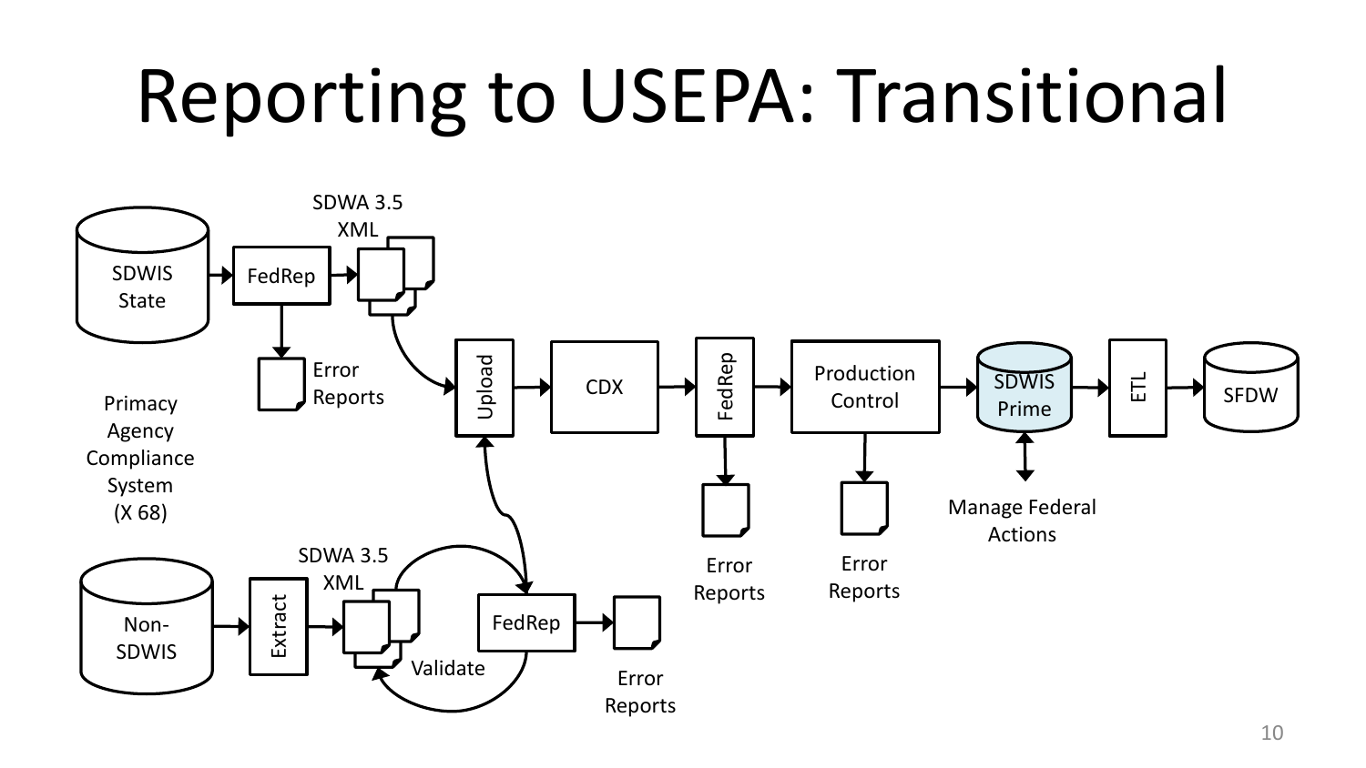# Reporting to USEPA: Transitional

SDWIS State → FedRep → SDWA 3.5 XML → Upload → CDX → FedRep → Production Control → SDWIS Prime → ETL → SFDW

FedRep → Error Reports

Primacy Agency Compliance System (X 68)

Non-SDWIS → Extract → SDWA 3.5 XML → Validate ↔ FedRep → Error Reports

FedRep ↔ Upload

FedRep (after CDX) → Error Reports

Production Control → Error Reports

SDWIS Prime ↔ Manage Federal Actions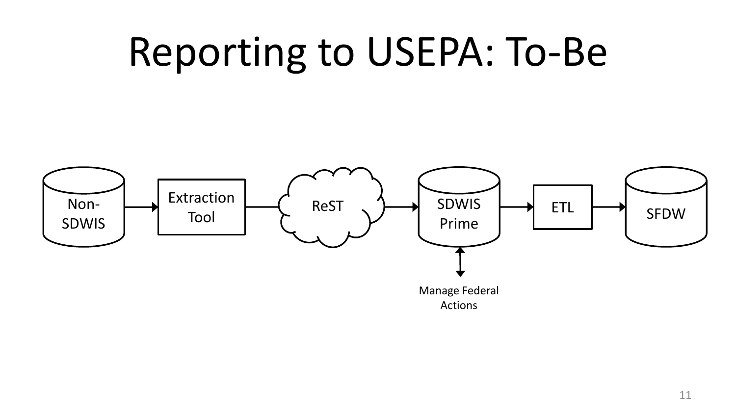# Reporting to USEPA: To-Be

Non-SDWIS → Extraction Tool → ReST → SDWIS Prime → ETL → SFDW

SDWIS Prime ↔ Manage Federal Actions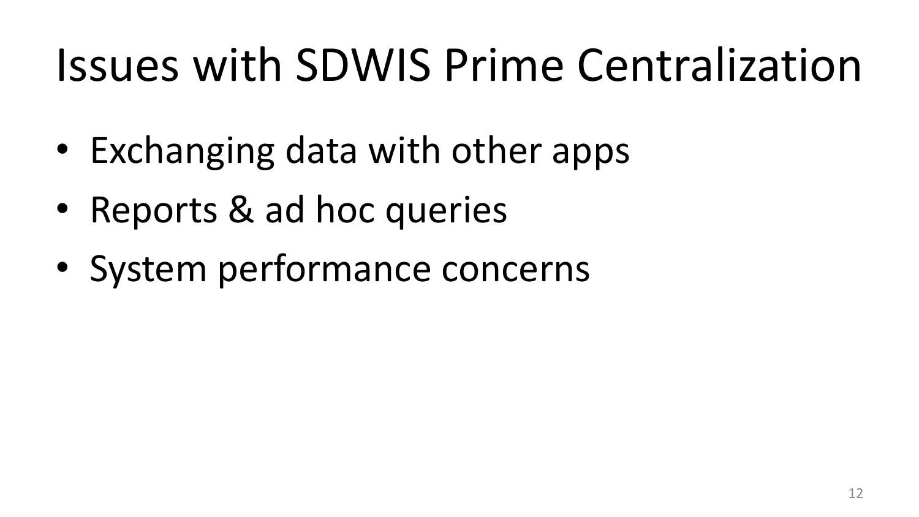# Issues with SDWIS Prime Centralization

- Exchanging data with other apps
- Reports & ad hoc queries
- System performance concerns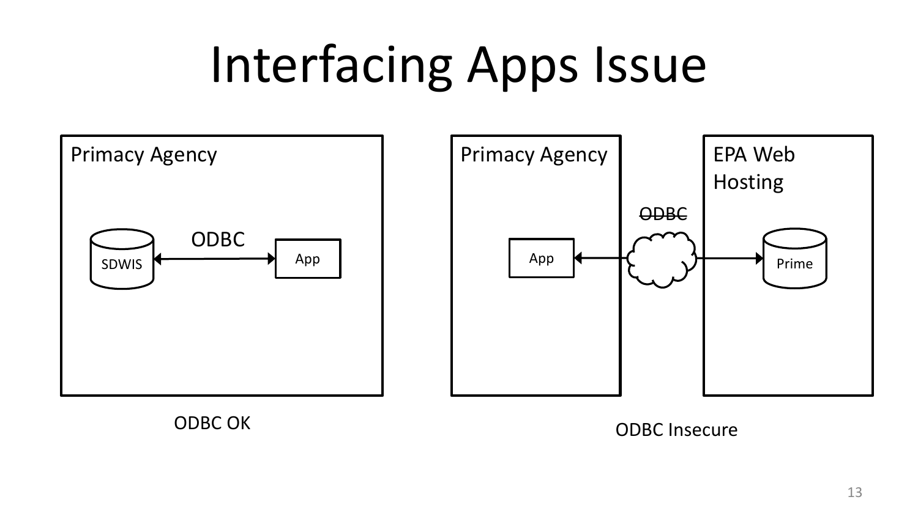# Interfacing Apps Issue

Primacy Agency

SDWIS ← ODBC → App

ODBC OK

Primacy Agency | EPA Web Hosting

App ← ~~ODBC~~ → Prime

ODBC Insecure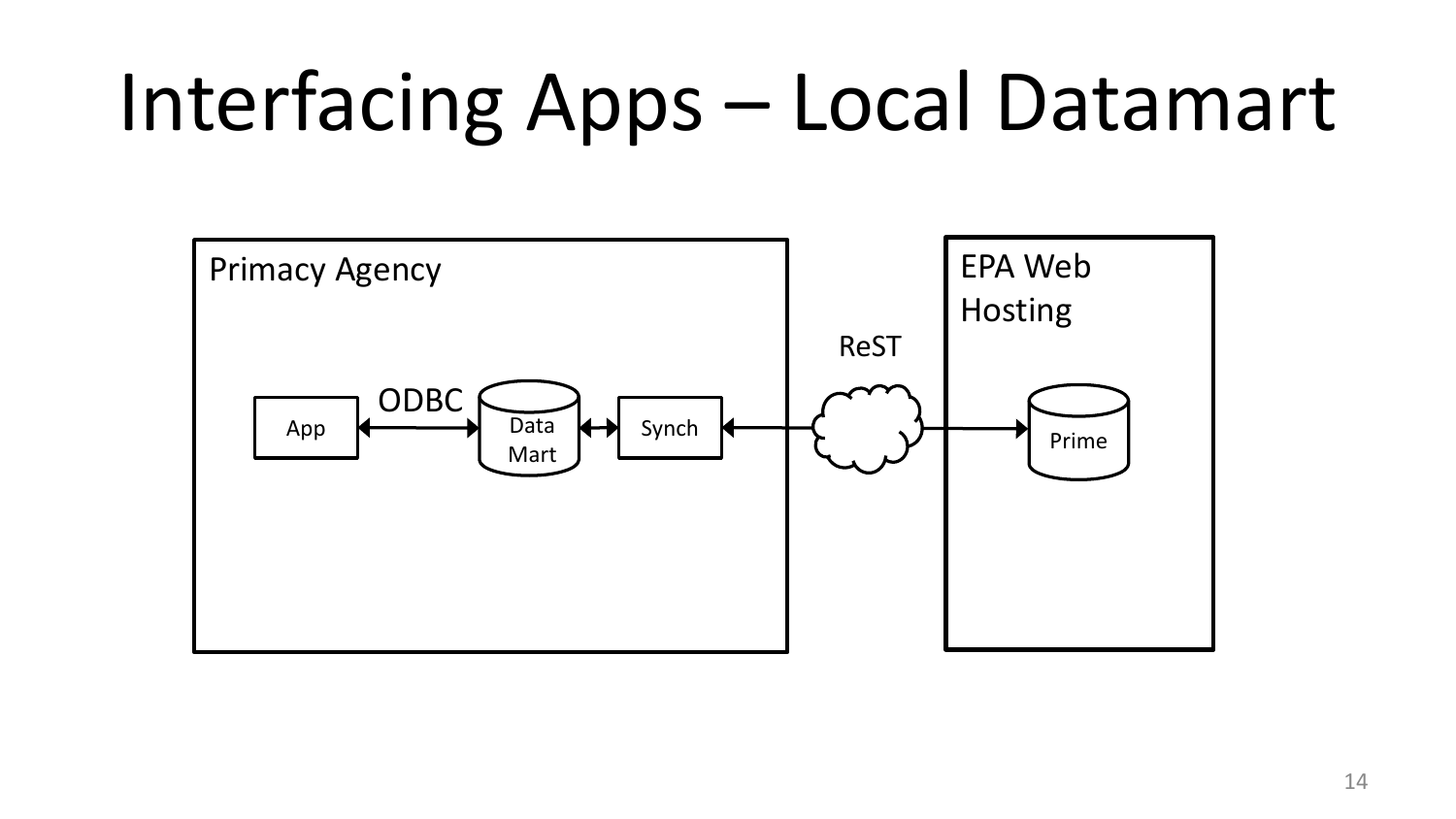# Interfacing Apps – Local Datamart

Primacy Agency

App — ODBC — Data Mart — Synch

ReST

EPA Web Hosting

Prime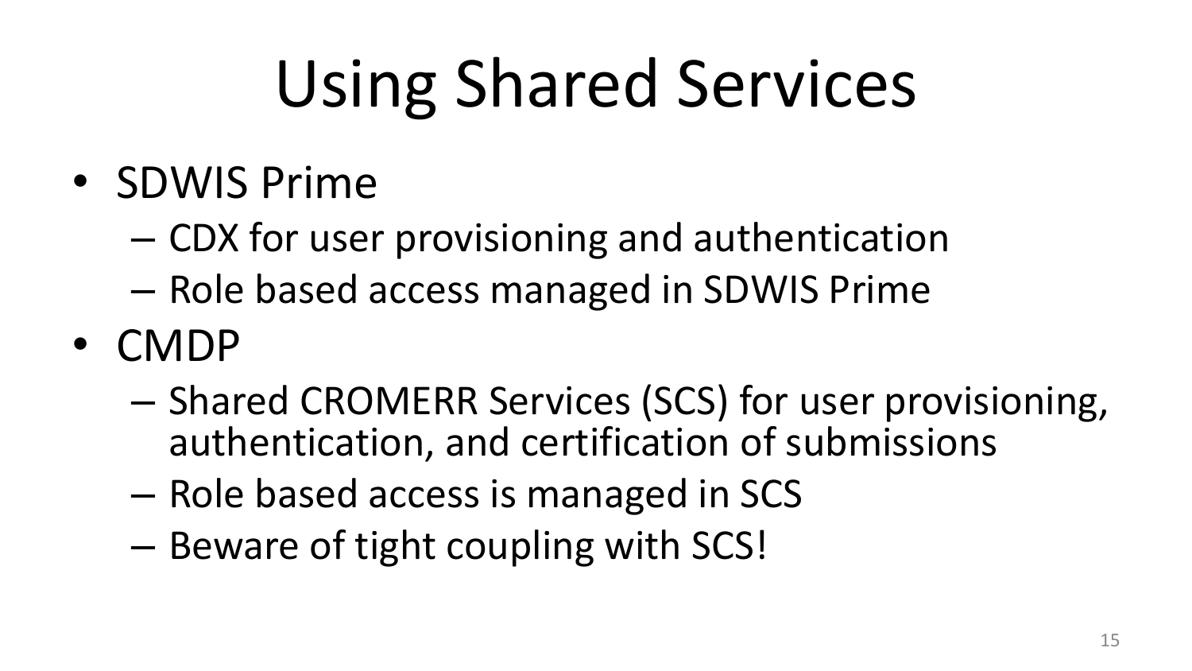# Using Shared Services

- SDWIS Prime
  - CDX for user provisioning and authentication
  - Role based access managed in SDWIS Prime
- CMDP
  - Shared CROMERR Services (SCS) for user provisioning, authentication, and certification of submissions
  - Role based access is managed in SCS
  - Beware of tight coupling with SCS!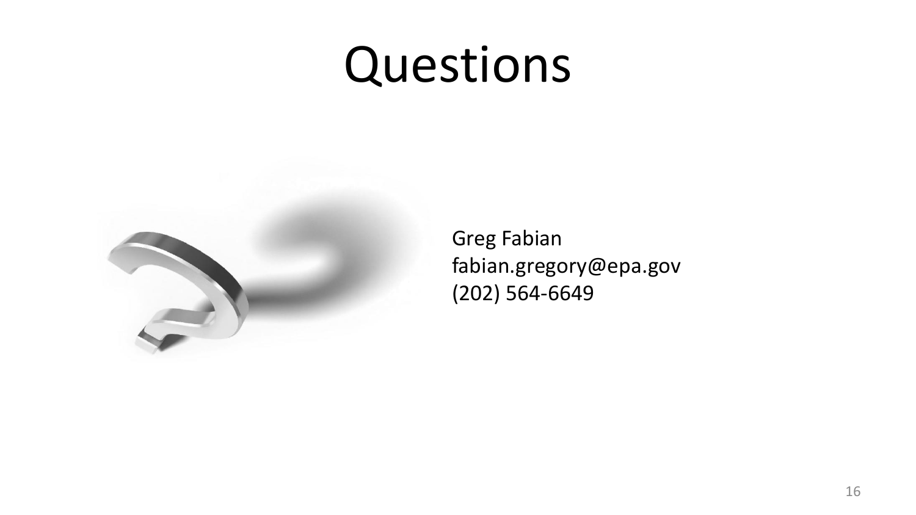# Questions

Greg Fabian
fabian.gregory@epa.gov
(202) 564-6649